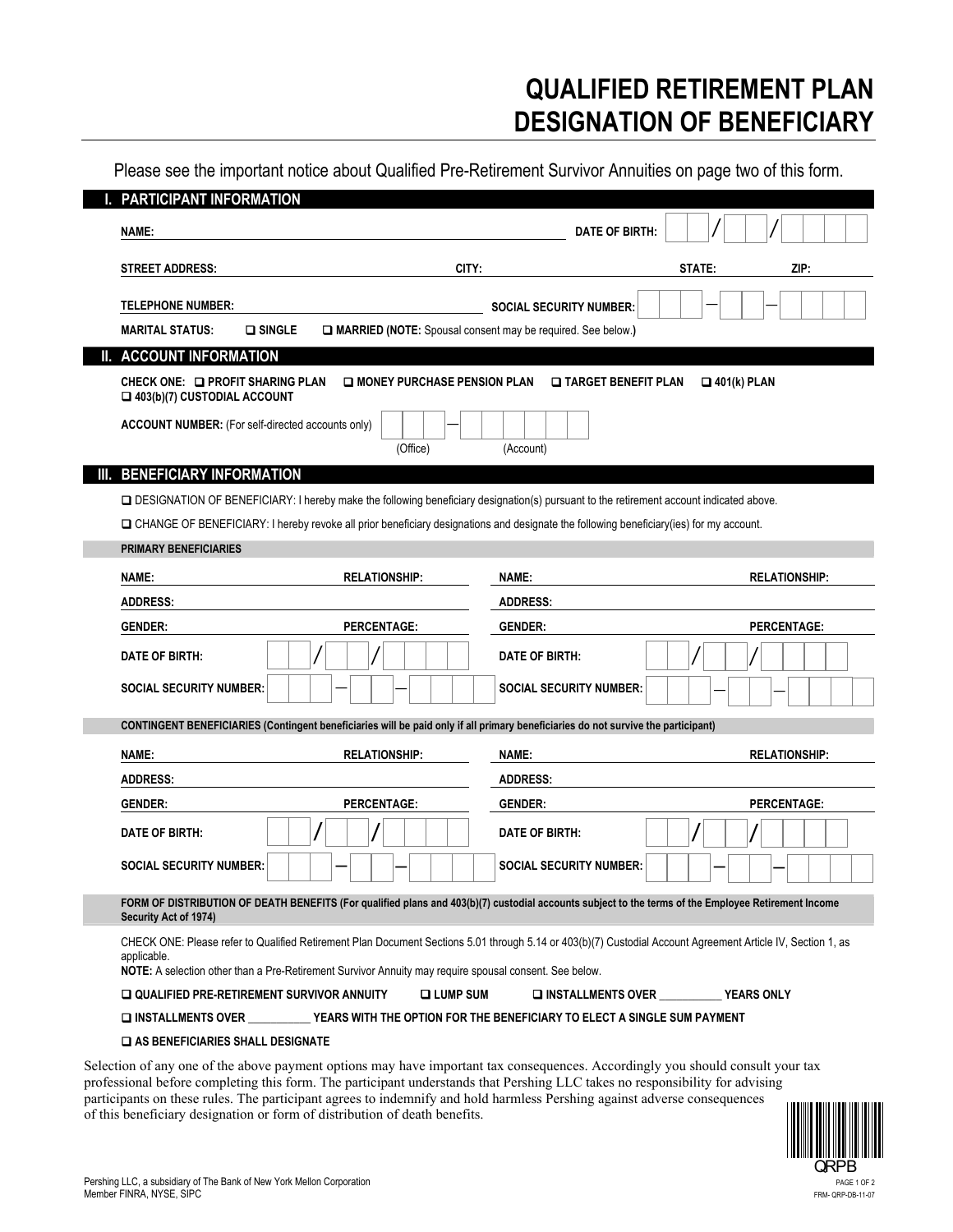# QUALIFIED RETIREMENT PLAN DESIGNATION OF BENEFICIARY

Please see the important notice about Qualified Pre-Retirement Survivor Annuities on page two of this form.

## I. PARTICIPANT INFORMATION

**NAME:** ______________________ **DATE OF BIRTH:** ___ / ___ / ______

**STREET ADDRESS:** ______________ **CITY:** ______________ **STATE:** ______ **ZIP:** ______

**TELEPHONE NUMBER:** ______________ **SOCIAL SECURITY NUMBER:** ___ — ___ — ____

**MARITAL STATUS:** ❑ **SINGLE** ❑ **MARRIED (NOTE:** Spousal consent may be required. See below.**)**

## II. ACCOUNT INFORMATION

**CHECK ONE:** ❑ **PROFIT SHARING PLAN** ❑ **MONEY PURCHASE PENSION PLAN** ❑ **TARGET BENEFIT PLAN** ❑ **401(k) PLAN** ❑ **403(b)(7) CUSTODIAL ACCOUNT**

**ACCOUNT NUMBER:** (For self-directed accounts only) ______ — ______
(Office) (Account)

## III. BENEFICIARY INFORMATION

❑ DESIGNATION OF BENEFICIARY: I hereby make the following beneficiary designation(s) pursuant to the retirement account indicated above.

❑ CHANGE OF BENEFICIARY: I hereby revoke all prior beneficiary designations and designate the following beneficiary(ies) for my account.

**PRIMARY BENEFICIARIES**

**NAME:** ______________ **RELATIONSHIP:** ______________
**ADDRESS:** ______________
**GENDER:** ______________ **PERCENTAGE:** ______________
**DATE OF BIRTH:** ___ / ___ / ______
**SOCIAL SECURITY NUMBER:** ___ — ___ — ____

**NAME:** ______________ **RELATIONSHIP:** ______________
**ADDRESS:** ______________
**GENDER:** ______________ **PERCENTAGE:** ______________
**DATE OF BIRTH:** ___ / ___ / ______
**SOCIAL SECURITY NUMBER:** ___ — ___ — ____

**CONTINGENT BENEFICIARIES (Contingent beneficiaries will be paid only if all primary beneficiaries do not survive the participant)**

**NAME:** ______________ **RELATIONSHIP:** ______________
**ADDRESS:** ______________
**GENDER:** ______________ **PERCENTAGE:** ______________
**DATE OF BIRTH:** ___ / ___ / ______
**SOCIAL SECURITY NUMBER:** ___ — ___ — ____

**NAME:** ______________ **RELATIONSHIP:** ______________
**ADDRESS:** ______________
**GENDER:** ______________ **PERCENTAGE:** ______________
**DATE OF BIRTH:** ___ / ___ / ______
**SOCIAL SECURITY NUMBER:** ___ — ___ — ____

**FORM OF DISTRIBUTION OF DEATH BENEFITS (For qualified plans and 403(b)(7) custodial accounts subject to the terms of the Employee Retirement Income Security Act of 1974)**

CHECK ONE: Please refer to Qualified Retirement Plan Document Sections 5.01 through 5.14 or 403(b)(7) Custodial Account Agreement Article IV, Section 1, as applicable.
**NOTE:** A selection other than a Pre-Retirement Survivor Annuity may require spousal consent. See below.

❑ **QUALIFIED PRE-RETIREMENT SURVIVOR ANNUITY** ❑ **LUMP SUM** ❑ **INSTALLMENTS OVER __________ YEARS ONLY**

❑ **INSTALLMENTS OVER __________ YEARS WITH THE OPTION FOR THE BENEFICIARY TO ELECT A SINGLE SUM PAYMENT**

❑ **AS BENEFICIARIES SHALL DESIGNATE**

Selection of any one of the above payment options may have important tax consequences. Accordingly you should consult your tax professional before completing this form. The participant understands that Pershing LLC takes no responsibility for advising participants on these rules. The participant agrees to indemnify and hold harmless Pershing against adverse consequences of this beneficiary designation or form of distribution of death benefits.

QRPB

Pershing LLC, a subsidiary of The Bank of New York Mellon Corporation
Member FINRA, NYSE, SIPC

FRM- QRP-DB-11-07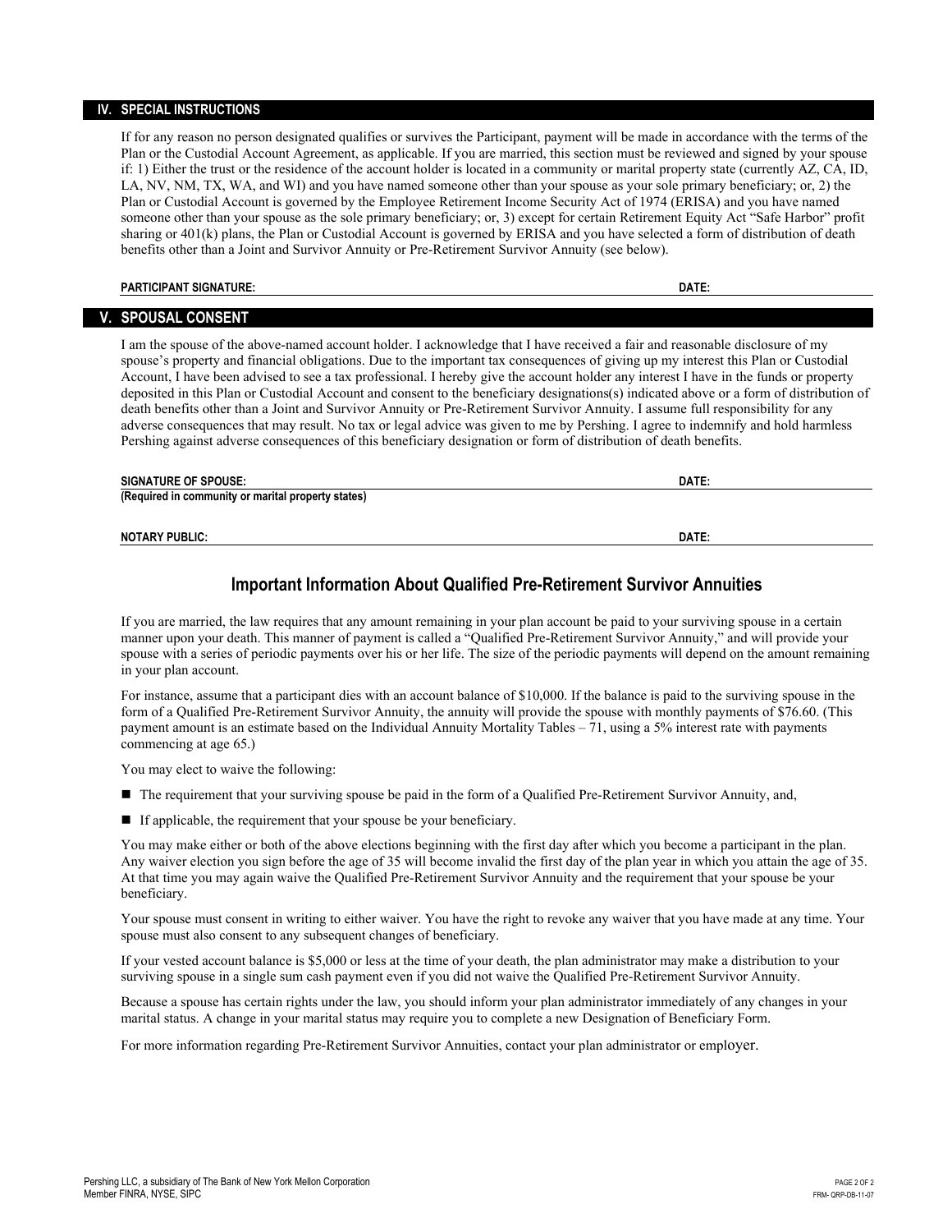## IV. SPECIAL INSTRUCTIONS

If for any reason no person designated qualifies or survives the Participant, payment will be made in accordance with the terms of the Plan or the Custodial Account Agreement, as applicable. If you are married, this section must be reviewed and signed by your spouse if: 1) Either the trust or the residence of the account holder is located in a community or marital property state (currently AZ, CA, ID, LA, NV, NM, TX, WA, and WI) and you have named someone other than your spouse as your sole primary beneficiary; or, 2) the Plan or Custodial Account is governed by the Employee Retirement Income Security Act of 1974 (ERISA) and you have named someone other than your spouse as the sole primary beneficiary; or, 3) except for certain Retirement Equity Act "Safe Harbor" profit sharing or 401(k) plans, the Plan or Custodial Account is governed by ERISA and you have selected a form of distribution of death benefits other than a Joint and Survivor Annuity or Pre-Retirement Survivor Annuity (see below).

**PARTICIPANT SIGNATURE:** **DATE:**

## V. SPOUSAL CONSENT

I am the spouse of the above-named account holder. I acknowledge that I have received a fair and reasonable disclosure of my spouse's property and financial obligations. Due to the important tax consequences of giving up my interest this Plan or Custodial Account, I have been advised to see a tax professional. I hereby give the account holder any interest I have in the funds or property deposited in this Plan or Custodial Account and consent to the beneficiary designations(s) indicated above or a form of distribution of death benefits other than a Joint and Survivor Annuity or Pre-Retirement Survivor Annuity. I assume full responsibility for any adverse consequences that may result. No tax or legal advice was given to me by Pershing. I agree to indemnify and hold harmless Pershing against adverse consequences of this beneficiary designation or form of distribution of death benefits.

**SIGNATURE OF SPOUSE:** **DATE:**
**(Required in community or marital property states)**

**NOTARY PUBLIC:** **DATE:**

# Important Information About Qualified Pre-Retirement Survivor Annuities

If you are married, the law requires that any amount remaining in your plan account be paid to your surviving spouse in a certain manner upon your death. This manner of payment is called a "Qualified Pre-Retirement Survivor Annuity," and will provide your spouse with a series of periodic payments over his or her life. The size of the periodic payments will depend on the amount remaining in your plan account.

For instance, assume that a participant dies with an account balance of $10,000. If the balance is paid to the surviving spouse in the form of a Qualified Pre-Retirement Survivor Annuity, the annuity will provide the spouse with monthly payments of $76.60. (This payment amount is an estimate based on the Individual Annuity Mortality Tables – 71, using a 5% interest rate with payments commencing at age 65.)

You may elect to waive the following:

- The requirement that your surviving spouse be paid in the form of a Qualified Pre-Retirement Survivor Annuity, and,
- If applicable, the requirement that your spouse be your beneficiary.

You may make either or both of the above elections beginning with the first day after which you become a participant in the plan. Any waiver election you sign before the age of 35 will become invalid the first day of the plan year in which you attain the age of 35. At that time you may again waive the Qualified Pre-Retirement Survivor Annuity and the requirement that your spouse be your beneficiary.

Your spouse must consent in writing to either waiver. You have the right to revoke any waiver that you have made at any time. Your spouse must also consent to any subsequent changes of beneficiary.

If your vested account balance is $5,000 or less at the time of your death, the plan administrator may make a distribution to your surviving spouse in a single sum cash payment even if you did not waive the Qualified Pre-Retirement Survivor Annuity.

Because a spouse has certain rights under the law, you should inform your plan administrator immediately of any changes in your marital status. A change in your marital status may require you to complete a new Designation of Beneficiary Form.

For more information regarding Pre-Retirement Survivor Annuities, contact your plan administrator or employer.

Pershing LLC, a subsidiary of The Bank of New York Mellon Corporation
Member FINRA, NYSE, SIPC

FRM- QRP-DB-11-07